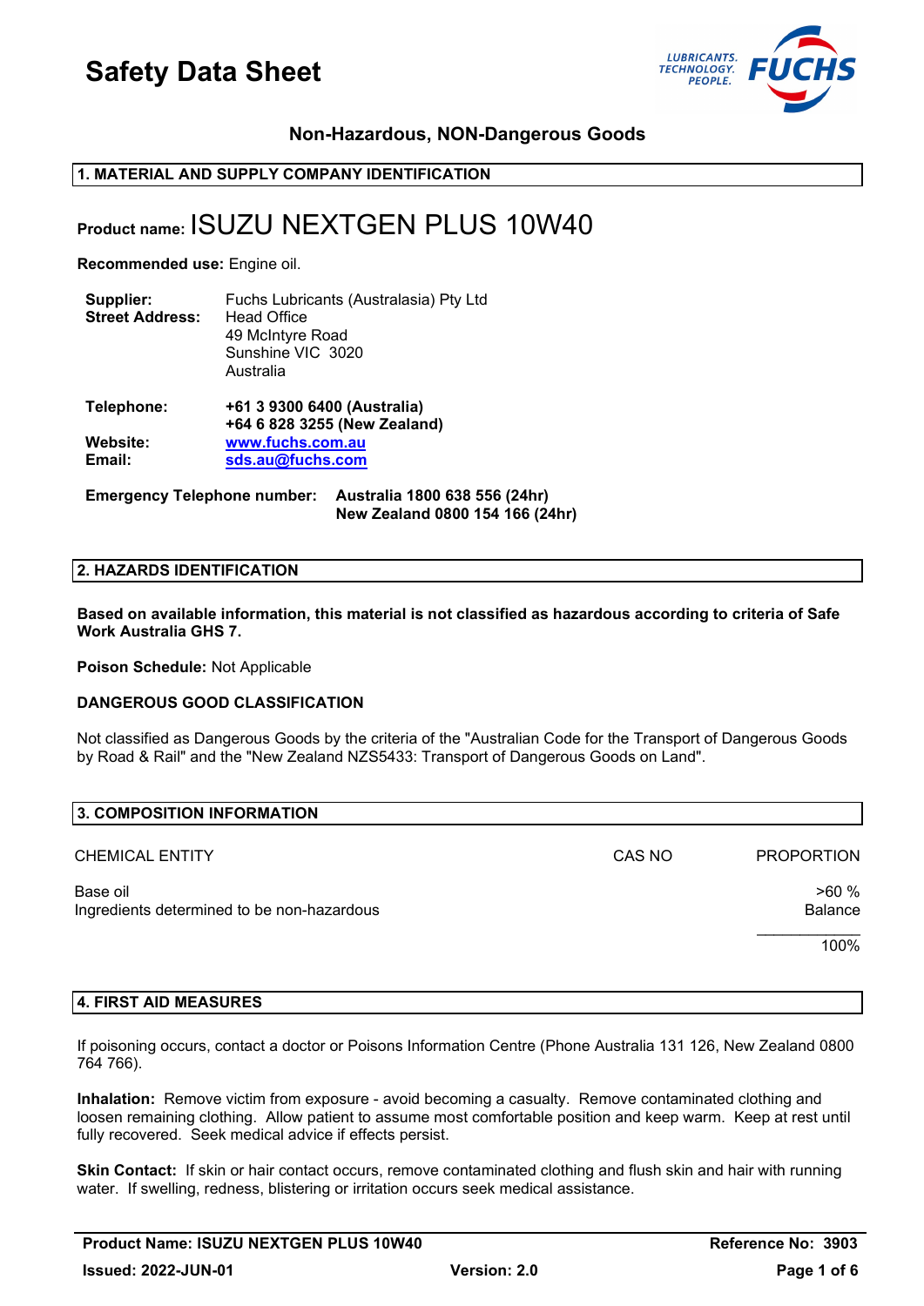# Safety Data Sheet

LUBRICANTS. TECHNOLOGY. PEOPLE. FUCHS

### Non-Hazardous, NON-Dangerous Goods

## 1. MATERIAL AND SUPPLY COMPANY IDENTIFICATION

**Product name:** ISUZU NEXTGEN PLUS 10W40

**Recommended use:** Engine oil.

**Supplier:** Fuchs Lubricants (Australasia) Pty Ltd
**Street Address:** Head Office
49 McIntyre Road
Sunshine VIC 3020
Australia

**Telephone:** **+61 3 9300 6400 (Australia)**
**+64 6 828 3255 (New Zealand)**
**Website:** **www.fuchs.com.au**
**Email:** **sds.au@fuchs.com**

**Emergency Telephone number:** **Australia 1800 638 556 (24hr)**
**New Zealand 0800 154 166 (24hr)**

## 2. HAZARDS IDENTIFICATION

**Based on available information, this material is not classified as hazardous according to criteria of Safe Work Australia GHS 7.**

**Poison Schedule:** Not Applicable

**DANGEROUS GOOD CLASSIFICATION**

Not classified as Dangerous Goods by the criteria of the "Australian Code for the Transport of Dangerous Goods by Road & Rail" and the "New Zealand NZS5433: Transport of Dangerous Goods on Land".

## 3. COMPOSITION INFORMATION

| CHEMICAL ENTITY | CAS NO | PROPORTION |
|---|---|---|
| Base oil | | >60 % |
| Ingredients determined to be non-hazardous | | Balance |
| | | 100% |

## 4. FIRST AID MEASURES

If poisoning occurs, contact a doctor or Poisons Information Centre (Phone Australia 131 126, New Zealand 0800 764 766).

**Inhalation:** Remove victim from exposure - avoid becoming a casualty. Remove contaminated clothing and loosen remaining clothing. Allow patient to assume most comfortable position and keep warm. Keep at rest until fully recovered. Seek medical advice if effects persist.

**Skin Contact:** If skin or hair contact occurs, remove contaminated clothing and flush skin and hair with running water. If swelling, redness, blistering or irritation occurs seek medical assistance.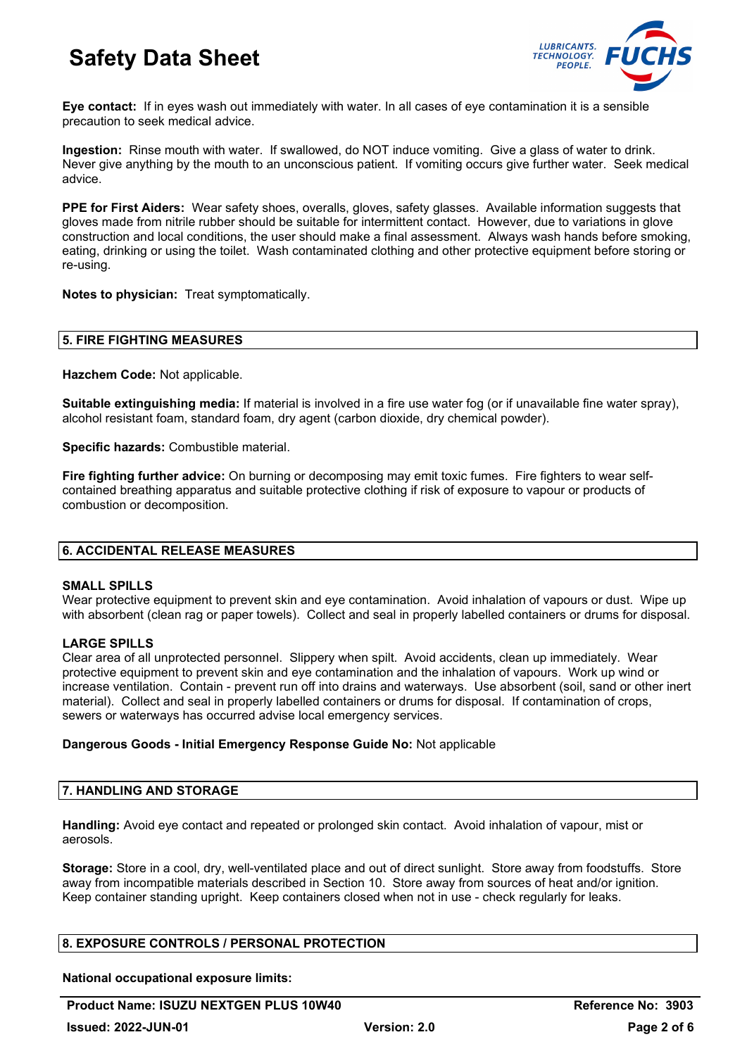**Eye contact:** If in eyes wash out immediately with water. In all cases of eye contamination it is a sensible precaution to seek medical advice.

**Ingestion:** Rinse mouth with water. If swallowed, do NOT induce vomiting. Give a glass of water to drink. Never give anything by the mouth to an unconscious patient. If vomiting occurs give further water. Seek medical advice.

**PPE for First Aiders:** Wear safety shoes, overalls, gloves, safety glasses. Available information suggests that gloves made from nitrile rubber should be suitable for intermittent contact. However, due to variations in glove construction and local conditions, the user should make a final assessment. Always wash hands before smoking, eating, drinking or using the toilet. Wash contaminated clothing and other protective equipment before storing or re-using.

**Notes to physician:** Treat symptomatically.

## 5. FIRE FIGHTING MEASURES

**Hazchem Code:** Not applicable.

**Suitable extinguishing media:** If material is involved in a fire use water fog (or if unavailable fine water spray), alcohol resistant foam, standard foam, dry agent (carbon dioxide, dry chemical powder).

**Specific hazards:** Combustible material.

**Fire fighting further advice:** On burning or decomposing may emit toxic fumes. Fire fighters to wear self-contained breathing apparatus and suitable protective clothing if risk of exposure to vapour or products of combustion or decomposition.

## 6. ACCIDENTAL RELEASE MEASURES

**SMALL SPILLS**

Wear protective equipment to prevent skin and eye contamination. Avoid inhalation of vapours or dust. Wipe up with absorbent (clean rag or paper towels). Collect and seal in properly labelled containers or drums for disposal.

**LARGE SPILLS**

Clear area of all unprotected personnel. Slippery when spilt. Avoid accidents, clean up immediately. Wear protective equipment to prevent skin and eye contamination and the inhalation of vapours. Work up wind or increase ventilation. Contain - prevent run off into drains and waterways. Use absorbent (soil, sand or other inert material). Collect and seal in properly labelled containers or drums for disposal. If contamination of crops, sewers or waterways has occurred advise local emergency services.

**Dangerous Goods - Initial Emergency Response Guide No:** Not applicable

## 7. HANDLING AND STORAGE

**Handling:** Avoid eye contact and repeated or prolonged skin contact. Avoid inhalation of vapour, mist or aerosols.

**Storage:** Store in a cool, dry, well-ventilated place and out of direct sunlight. Store away from foodstuffs. Store away from incompatible materials described in Section 10. Store away from sources of heat and/or ignition. Keep container standing upright. Keep containers closed when not in use - check regularly for leaks.

## 8. EXPOSURE CONTROLS / PERSONAL PROTECTION

**National occupational exposure limits:**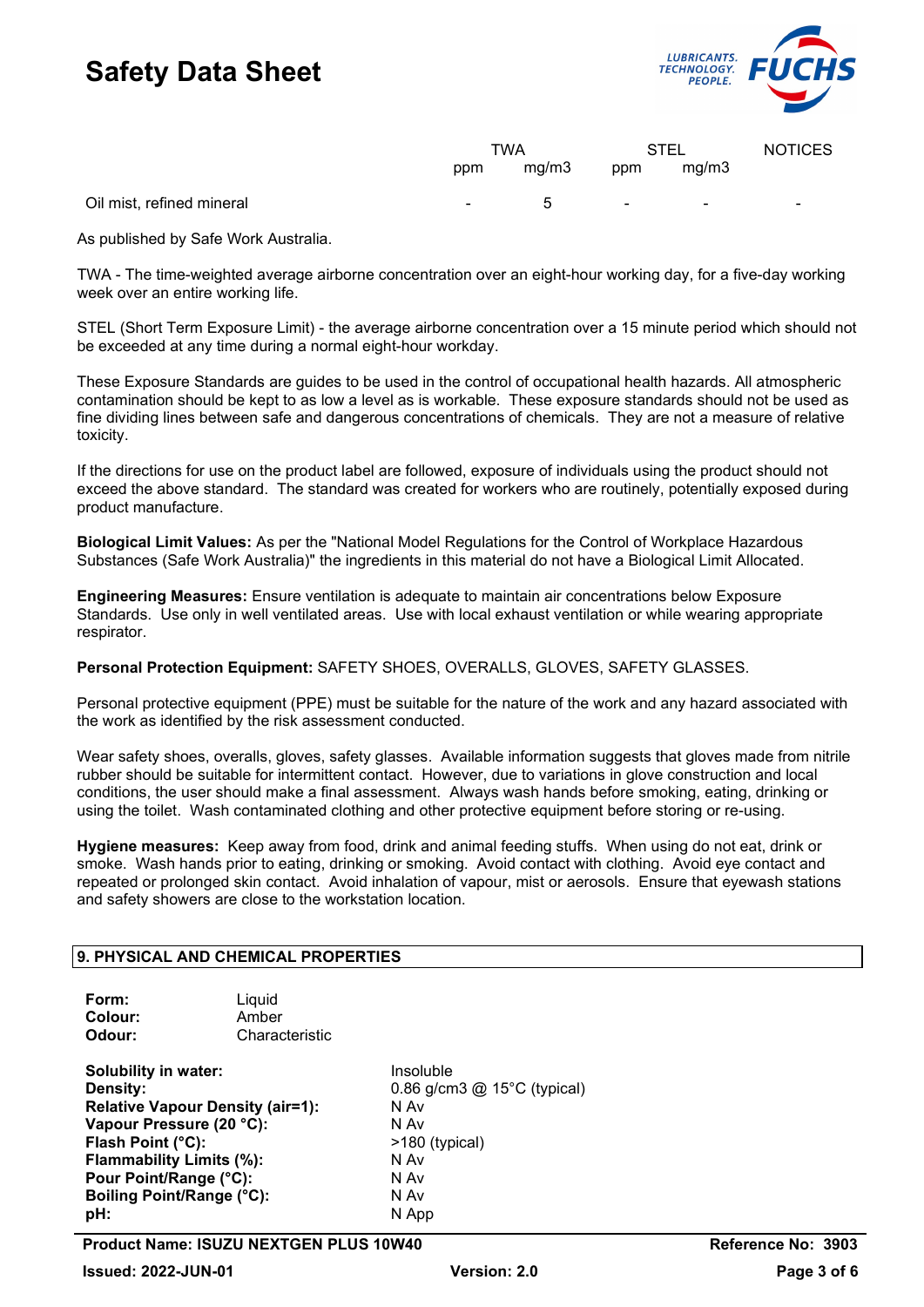| | TWA | | STEL | | NOTICES |
|---|---|---|---|---|---|
| | ppm | mg/m3 | ppm | mg/m3 | |
| Oil mist, refined mineral | - | 5 | - | - | - |

As published by Safe Work Australia.

TWA - The time-weighted average airborne concentration over an eight-hour working day, for a five-day working week over an entire working life.

STEL (Short Term Exposure Limit) - the average airborne concentration over a 15 minute period which should not be exceeded at any time during a normal eight-hour workday.

These Exposure Standards are guides to be used in the control of occupational health hazards. All atmospheric contamination should be kept to as low a level as is workable. These exposure standards should not be used as fine dividing lines between safe and dangerous concentrations of chemicals. They are not a measure of relative toxicity.

If the directions for use on the product label are followed, exposure of individuals using the product should not exceed the above standard. The standard was created for workers who are routinely, potentially exposed during product manufacture.

**Biological Limit Values:** As per the "National Model Regulations for the Control of Workplace Hazardous Substances (Safe Work Australia)" the ingredients in this material do not have a Biological Limit Allocated.

**Engineering Measures:** Ensure ventilation is adequate to maintain air concentrations below Exposure Standards. Use only in well ventilated areas. Use with local exhaust ventilation or while wearing appropriate respirator.

**Personal Protection Equipment:** SAFETY SHOES, OVERALLS, GLOVES, SAFETY GLASSES.

Personal protective equipment (PPE) must be suitable for the nature of the work and any hazard associated with the work as identified by the risk assessment conducted.

Wear safety shoes, overalls, gloves, safety glasses. Available information suggests that gloves made from nitrile rubber should be suitable for intermittent contact. However, due to variations in glove construction and local conditions, the user should make a final assessment. Always wash hands before smoking, eating, drinking or using the toilet. Wash contaminated clothing and other protective equipment before storing or re-using.

**Hygiene measures:** Keep away from food, drink and animal feeding stuffs. When using do not eat, drink or smoke. Wash hands prior to eating, drinking or smoking. Avoid contact with clothing. Avoid eye contact and repeated or prolonged skin contact. Avoid inhalation of vapour, mist or aerosols. Ensure that eyewash stations and safety showers are close to the workstation location.

## 9. PHYSICAL AND CHEMICAL PROPERTIES

**Form:** Liquid
**Colour:** Amber
**Odour:** Characteristic

**Solubility in water:** Insoluble
**Density:** 0.86 g/cm3 @ 15°C (typical)
**Relative Vapour Density (air=1):** N Av
**Vapour Pressure (20 °C):** N Av
**Flash Point (°C):** >180 (typical)
**Flammability Limits (%):** N Av
**Pour Point/Range (°C):** N Av
**Boiling Point/Range (°C):** N Av
**pH:** N App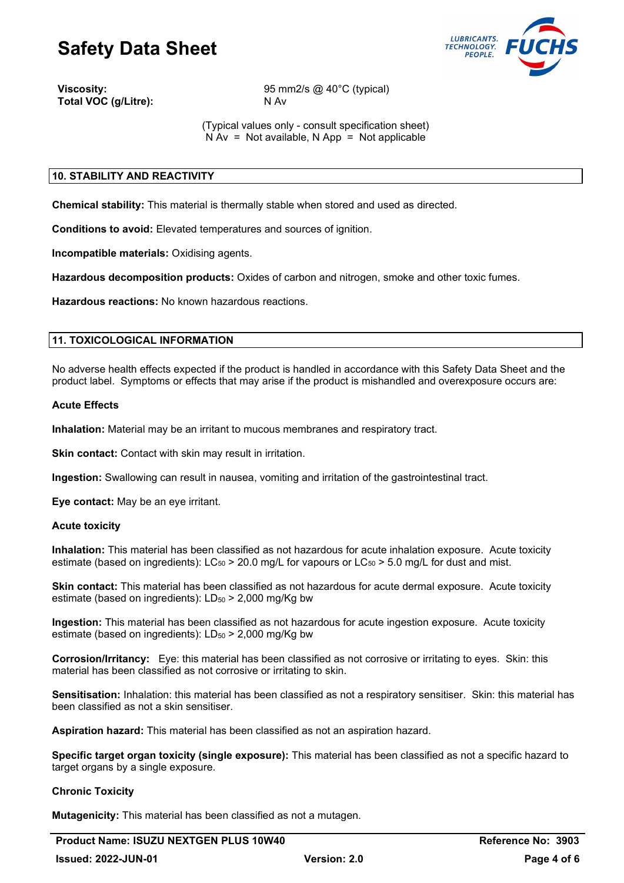**Viscosity:** 95 mm2/s @ 40°C (typical)
**Total VOC (g/Litre):** N Av

(Typical values only - consult specification sheet)
N Av = Not available, N App = Not applicable

## 10. STABILITY AND REACTIVITY

**Chemical stability:** This material is thermally stable when stored and used as directed.

**Conditions to avoid:** Elevated temperatures and sources of ignition.

**Incompatible materials:** Oxidising agents.

**Hazardous decomposition products:** Oxides of carbon and nitrogen, smoke and other toxic fumes.

**Hazardous reactions:** No known hazardous reactions.

## 11. TOXICOLOGICAL INFORMATION

No adverse health effects expected if the product is handled in accordance with this Safety Data Sheet and the product label. Symptoms or effects that may arise if the product is mishandled and overexposure occurs are:

### Acute Effects

**Inhalation:** Material may be an irritant to mucous membranes and respiratory tract.

**Skin contact:** Contact with skin may result in irritation.

**Ingestion:** Swallowing can result in nausea, vomiting and irritation of the gastrointestinal tract.

**Eye contact:** May be an eye irritant.

### Acute toxicity

**Inhalation:** This material has been classified as not hazardous for acute inhalation exposure. Acute toxicity estimate (based on ingredients): $LC_{50}$ > 20.0 mg/L for vapours or $LC_{50}$ > 5.0 mg/L for dust and mist.

**Skin contact:** This material has been classified as not hazardous for acute dermal exposure. Acute toxicity estimate (based on ingredients): $LD_{50}$ > 2,000 mg/Kg bw

**Ingestion:** This material has been classified as not hazardous for acute ingestion exposure. Acute toxicity estimate (based on ingredients): $LD_{50}$ > 2,000 mg/Kg bw

**Corrosion/Irritancy:** Eye: this material has been classified as not corrosive or irritating to eyes. Skin: this material has been classified as not corrosive or irritating to skin.

**Sensitisation:** Inhalation: this material has been classified as not a respiratory sensitiser. Skin: this material has been classified as not a skin sensitiser.

**Aspiration hazard:** This material has been classified as not an aspiration hazard.

**Specific target organ toxicity (single exposure):** This material has been classified as not a specific hazard to target organs by a single exposure.

### Chronic Toxicity

**Mutagenicity:** This material has been classified as not a mutagen.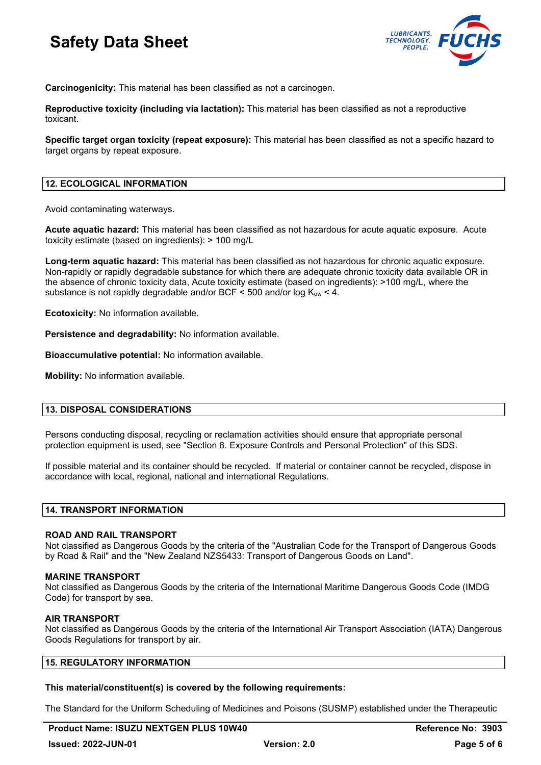**Carcinogenicity:** This material has been classified as not a carcinogen.

**Reproductive toxicity (including via lactation):** This material has been classified as not a reproductive toxicant.

**Specific target organ toxicity (repeat exposure):** This material has been classified as not a specific hazard to target organs by repeat exposure.

## 12. ECOLOGICAL INFORMATION

Avoid contaminating waterways.

**Acute aquatic hazard:** This material has been classified as not hazardous for acute aquatic exposure. Acute toxicity estimate (based on ingredients): > 100 mg/L

**Long-term aquatic hazard:** This material has been classified as not hazardous for chronic aquatic exposure. Non-rapidly or rapidly degradable substance for which there are adequate chronic toxicity data available OR in the absence of chronic toxicity data, Acute toxicity estimate (based on ingredients): >100 mg/L, where the substance is not rapidly degradable and/or BCF < 500 and/or log $K_{ow}$ < 4.

**Ecotoxicity:** No information available.

**Persistence and degradability:** No information available.

**Bioaccumulative potential:** No information available.

**Mobility:** No information available.

## 13. DISPOSAL CONSIDERATIONS

Persons conducting disposal, recycling or reclamation activities should ensure that appropriate personal protection equipment is used, see "Section 8. Exposure Controls and Personal Protection" of this SDS.

If possible material and its container should be recycled. If material or container cannot be recycled, dispose in accordance with local, regional, national and international Regulations.

## 14. TRANSPORT INFORMATION

**ROAD AND RAIL TRANSPORT**
Not classified as Dangerous Goods by the criteria of the "Australian Code for the Transport of Dangerous Goods by Road & Rail" and the "New Zealand NZS5433: Transport of Dangerous Goods on Land".

**MARINE TRANSPORT**
Not classified as Dangerous Goods by the criteria of the International Maritime Dangerous Goods Code (IMDG Code) for transport by sea.

**AIR TRANSPORT**
Not classified as Dangerous Goods by the criteria of the International Air Transport Association (IATA) Dangerous Goods Regulations for transport by air.

## 15. REGULATORY INFORMATION

**This material/constituent(s) is covered by the following requirements:**

The Standard for the Uniform Scheduling of Medicines and Poisons (SUSMP) established under the Therapeutic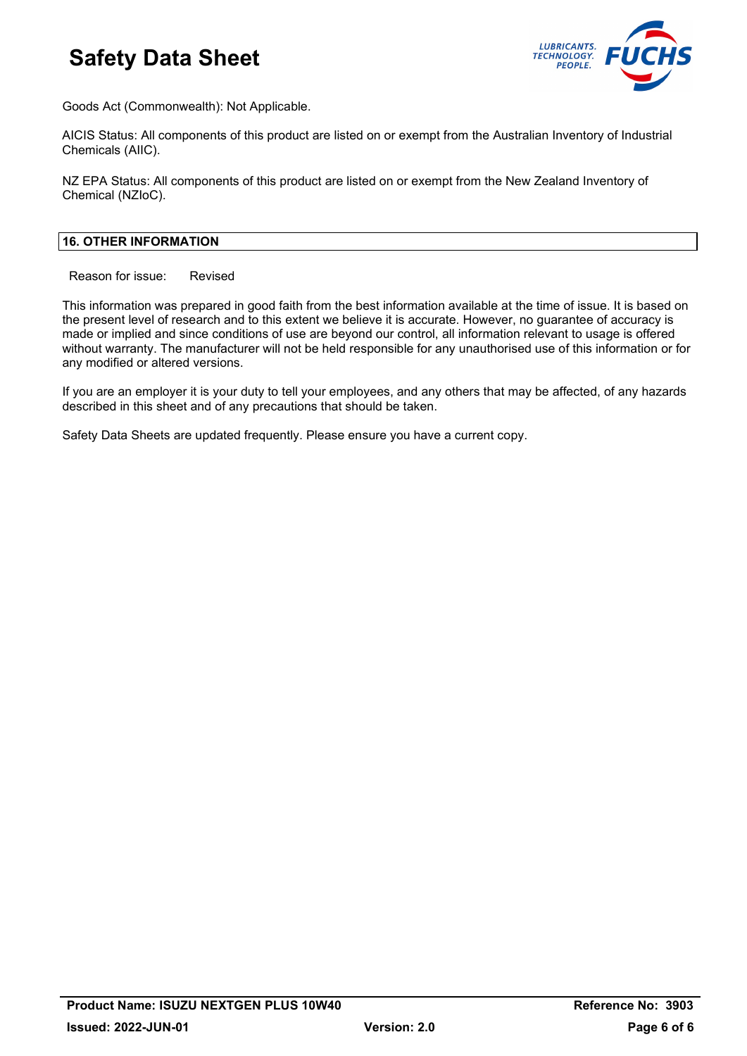Goods Act (Commonwealth): Not Applicable.

AICIS Status: All components of this product are listed on or exempt from the Australian Inventory of Industrial Chemicals (AIIC).

NZ EPA Status: All components of this product are listed on or exempt from the New Zealand Inventory of Chemical (NZIoC).

## 16. OTHER INFORMATION

Reason for issue: Revised

This information was prepared in good faith from the best information available at the time of issue. It is based on the present level of research and to this extent we believe it is accurate. However, no guarantee of accuracy is made or implied and since conditions of use are beyond our control, all information relevant to usage is offered without warranty. The manufacturer will not be held responsible for any unauthorised use of this information or for any modified or altered versions.

If you are an employer it is your duty to tell your employees, and any others that may be affected, of any hazards described in this sheet and of any precautions that should be taken.

Safety Data Sheets are updated frequently. Please ensure you have a current copy.